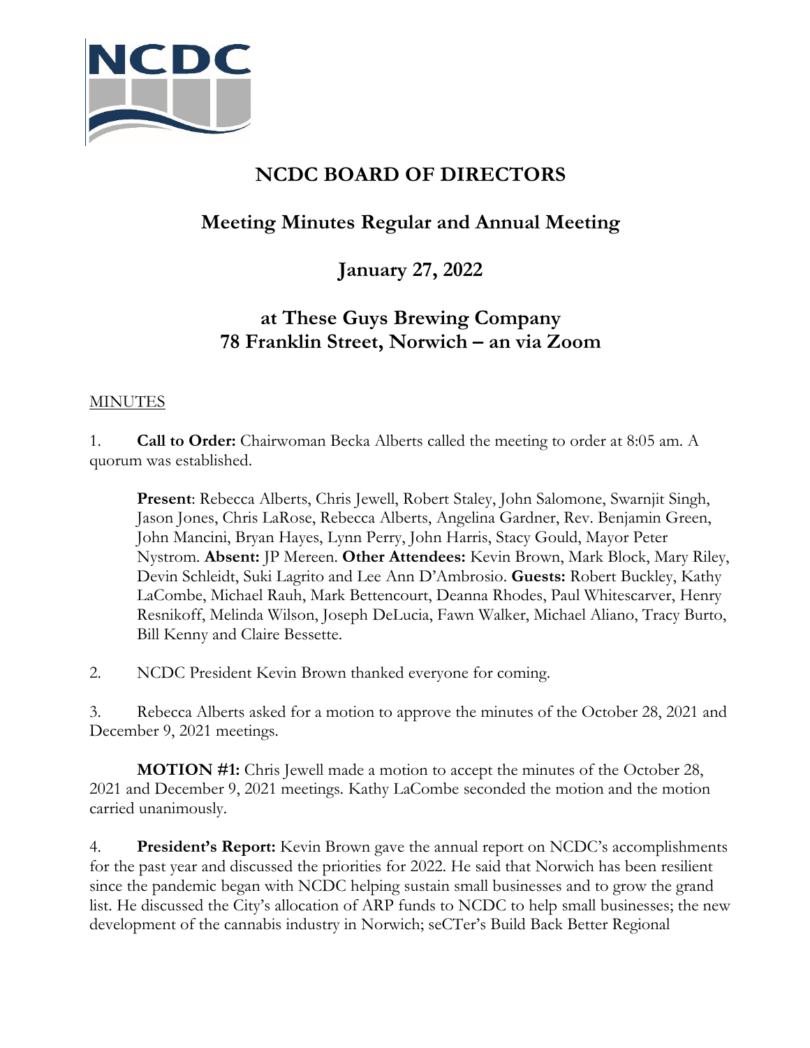# NCDC BOARD OF DIRECTORS

## Meeting Minutes Regular and Annual Meeting

## January 27, 2022

## at These Guys Brewing Company
## 78 Franklin Street, Norwich – an via Zoom

MINUTES

1. **Call to Order:** Chairwoman Becka Alberts called the meeting to order at 8:05 am. A quorum was established.

   **Present**: Rebecca Alberts, Chris Jewell, Robert Staley, John Salomone, Swarnjit Singh, Jason Jones, Chris LaRose, Rebecca Alberts, Angelina Gardner, Rev. Benjamin Green, John Mancini, Bryan Hayes, Lynn Perry, John Harris, Stacy Gould, Mayor Peter Nystrom. **Absent:** JP Mereen. **Other Attendees:** Kevin Brown, Mark Block, Mary Riley, Devin Schleidt, Suki Lagrito and Lee Ann D'Ambrosio. **Guests:** Robert Buckley, Kathy LaCombe, Michael Rauh, Mark Bettencourt, Deanna Rhodes, Paul Whitescarver, Henry Resnikoff, Melinda Wilson, Joseph DeLucia, Fawn Walker, Michael Aliano, Tracy Burto, Bill Kenny and Claire Bessette.

2. NCDC President Kevin Brown thanked everyone for coming.

3. Rebecca Alberts asked for a motion to approve the minutes of the October 28, 2021 and December 9, 2021 meetings.

   **MOTION #1:** Chris Jewell made a motion to accept the minutes of the October 28, 2021 and December 9, 2021 meetings. Kathy LaCombe seconded the motion and the motion carried unanimously.

4. **President's Report:** Kevin Brown gave the annual report on NCDC's accomplishments for the past year and discussed the priorities for 2022. He said that Norwich has been resilient since the pandemic began with NCDC helping sustain small businesses and to grow the grand list. He discussed the City's allocation of ARP funds to NCDC to help small businesses; the new development of the cannabis industry in Norwich; seCTer's Build Back Better Regional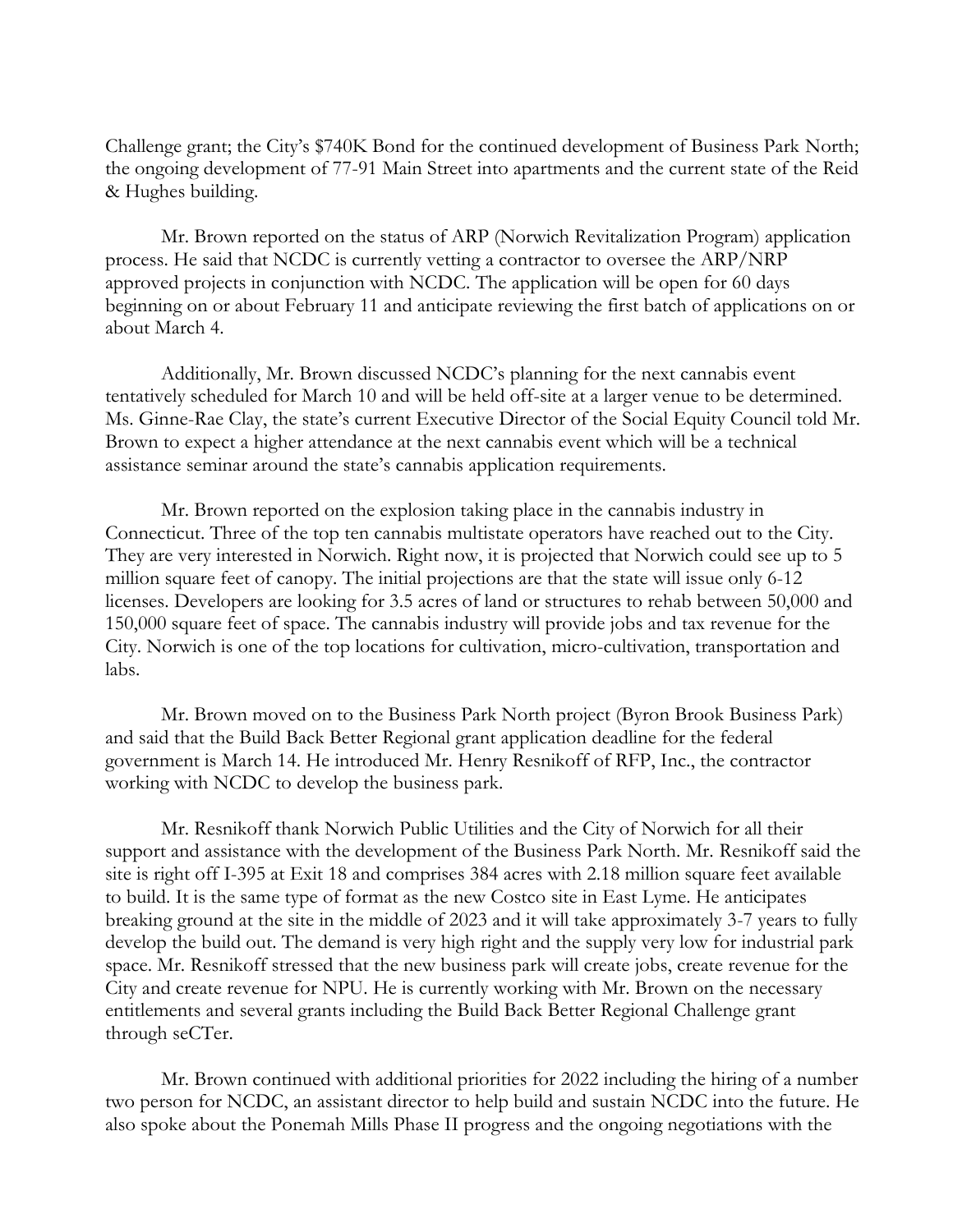Challenge grant; the City's $740K Bond for the continued development of Business Park North; the ongoing development of 77-91 Main Street into apartments and the current state of the Reid & Hughes building.

Mr. Brown reported on the status of ARP (Norwich Revitalization Program) application process. He said that NCDC is currently vetting a contractor to oversee the ARP/NRP approved projects in conjunction with NCDC. The application will be open for 60 days beginning on or about February 11 and anticipate reviewing the first batch of applications on or about March 4.

Additionally, Mr. Brown discussed NCDC's planning for the next cannabis event tentatively scheduled for March 10 and will be held off-site at a larger venue to be determined. Ms. Ginne-Rae Clay, the state's current Executive Director of the Social Equity Council told Mr. Brown to expect a higher attendance at the next cannabis event which will be a technical assistance seminar around the state's cannabis application requirements.

Mr. Brown reported on the explosion taking place in the cannabis industry in Connecticut. Three of the top ten cannabis multistate operators have reached out to the City. They are very interested in Norwich. Right now, it is projected that Norwich could see up to 5 million square feet of canopy. The initial projections are that the state will issue only 6-12 licenses. Developers are looking for 3.5 acres of land or structures to rehab between 50,000 and 150,000 square feet of space. The cannabis industry will provide jobs and tax revenue for the City. Norwich is one of the top locations for cultivation, micro-cultivation, transportation and labs.

Mr. Brown moved on to the Business Park North project (Byron Brook Business Park) and said that the Build Back Better Regional grant application deadline for the federal government is March 14. He introduced Mr. Henry Resnikoff of RFP, Inc., the contractor working with NCDC to develop the business park.

Mr. Resnikoff thank Norwich Public Utilities and the City of Norwich for all their support and assistance with the development of the Business Park North. Mr. Resnikoff said the site is right off I-395 at Exit 18 and comprises 384 acres with 2.18 million square feet available to build. It is the same type of format as the new Costco site in East Lyme. He anticipates breaking ground at the site in the middle of 2023 and it will take approximately 3-7 years to fully develop the build out. The demand is very high right and the supply very low for industrial park space. Mr. Resnikoff stressed that the new business park will create jobs, create revenue for the City and create revenue for NPU. He is currently working with Mr. Brown on the necessary entitlements and several grants including the Build Back Better Regional Challenge grant through seCTer.

Mr. Brown continued with additional priorities for 2022 including the hiring of a number two person for NCDC, an assistant director to help build and sustain NCDC into the future. He also spoke about the Ponemah Mills Phase II progress and the ongoing negotiations with the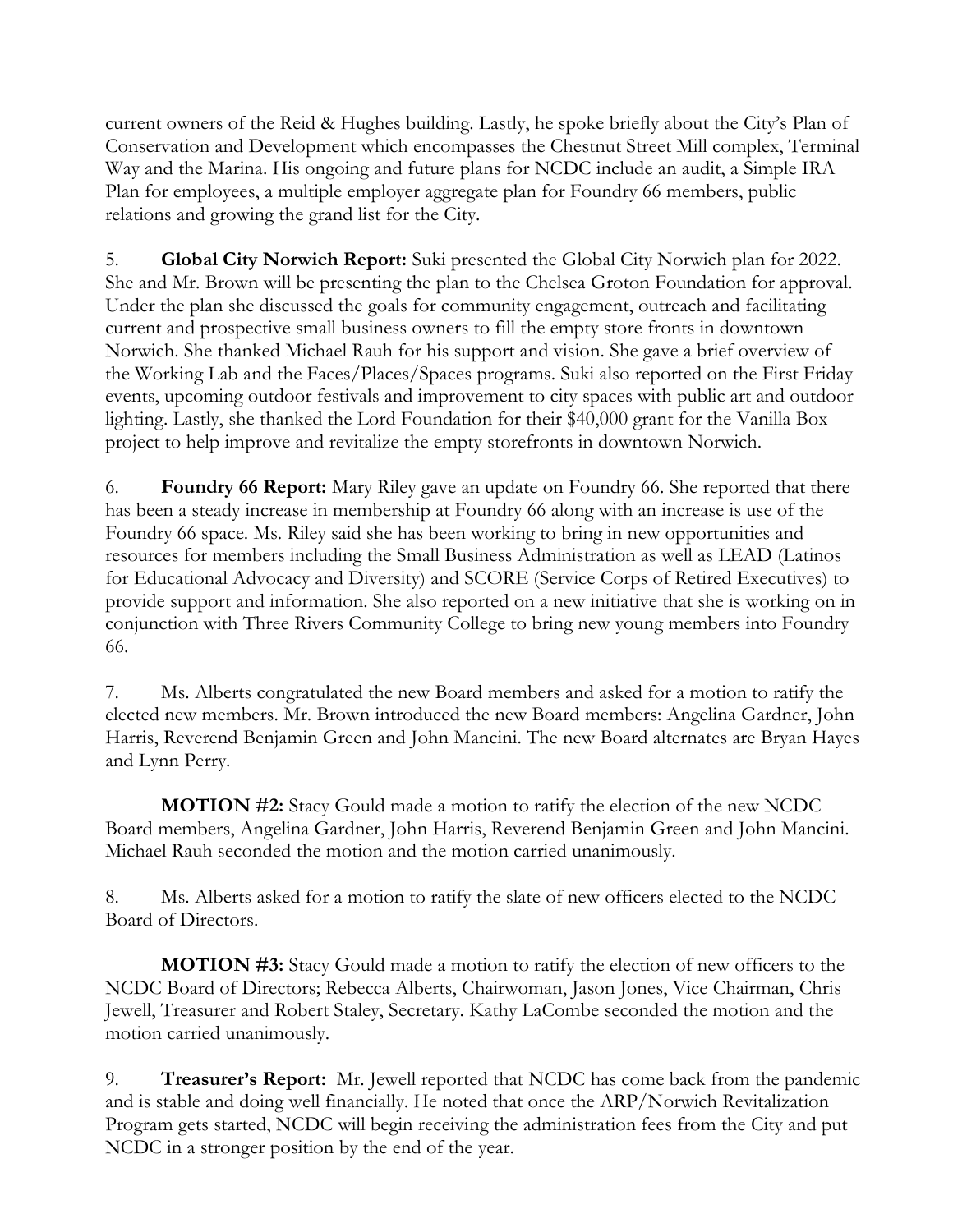current owners of the Reid & Hughes building. Lastly, he spoke briefly about the City's Plan of Conservation and Development which encompasses the Chestnut Street Mill complex, Terminal Way and the Marina. His ongoing and future plans for NCDC include an audit, a Simple IRA Plan for employees, a multiple employer aggregate plan for Foundry 66 members, public relations and growing the grand list for the City.

5. **Global City Norwich Report:** Suki presented the Global City Norwich plan for 2022. She and Mr. Brown will be presenting the plan to the Chelsea Groton Foundation for approval. Under the plan she discussed the goals for community engagement, outreach and facilitating current and prospective small business owners to fill the empty store fronts in downtown Norwich. She thanked Michael Rauh for his support and vision. She gave a brief overview of the Working Lab and the Faces/Places/Spaces programs. Suki also reported on the First Friday events, upcoming outdoor festivals and improvement to city spaces with public art and outdoor lighting. Lastly, she thanked the Lord Foundation for their $40,000 grant for the Vanilla Box project to help improve and revitalize the empty storefronts in downtown Norwich.

6. **Foundry 66 Report:** Mary Riley gave an update on Foundry 66. She reported that there has been a steady increase in membership at Foundry 66 along with an increase is use of the Foundry 66 space. Ms. Riley said she has been working to bring in new opportunities and resources for members including the Small Business Administration as well as LEAD (Latinos for Educational Advocacy and Diversity) and SCORE (Service Corps of Retired Executives) to provide support and information. She also reported on a new initiative that she is working on in conjunction with Three Rivers Community College to bring new young members into Foundry 66.

7. Ms. Alberts congratulated the new Board members and asked for a motion to ratify the elected new members. Mr. Brown introduced the new Board members: Angelina Gardner, John Harris, Reverend Benjamin Green and John Mancini. The new Board alternates are Bryan Hayes and Lynn Perry.

**MOTION #2:** Stacy Gould made a motion to ratify the election of the new NCDC Board members, Angelina Gardner, John Harris, Reverend Benjamin Green and John Mancini. Michael Rauh seconded the motion and the motion carried unanimously.

8. Ms. Alberts asked for a motion to ratify the slate of new officers elected to the NCDC Board of Directors.

**MOTION #3:** Stacy Gould made a motion to ratify the election of new officers to the NCDC Board of Directors; Rebecca Alberts, Chairwoman, Jason Jones, Vice Chairman, Chris Jewell, Treasurer and Robert Staley, Secretary. Kathy LaCombe seconded the motion and the motion carried unanimously.

9. **Treasurer's Report:** Mr. Jewell reported that NCDC has come back from the pandemic and is stable and doing well financially. He noted that once the ARP/Norwich Revitalization Program gets started, NCDC will begin receiving the administration fees from the City and put NCDC in a stronger position by the end of the year.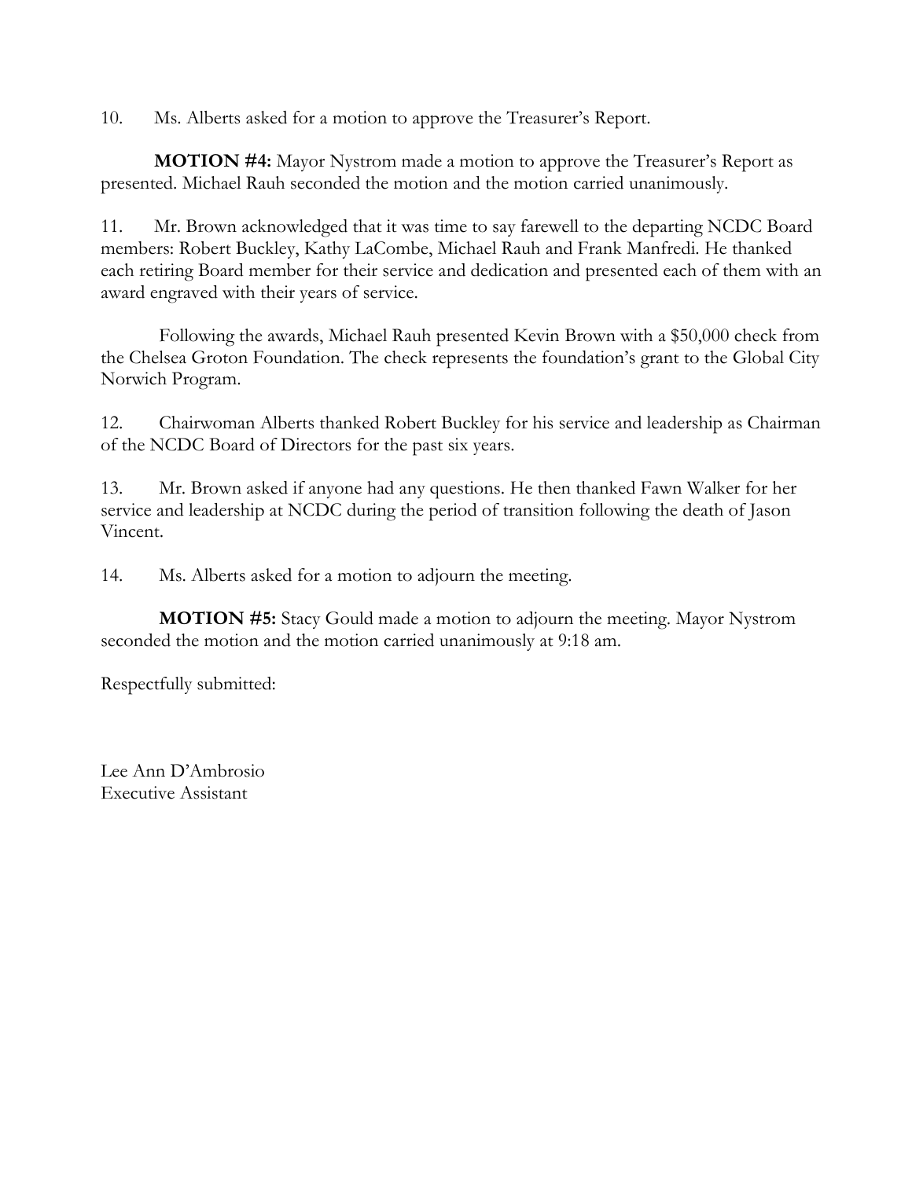10. Ms. Alberts asked for a motion to approve the Treasurer's Report.

**MOTION #4:** Mayor Nystrom made a motion to approve the Treasurer's Report as presented. Michael Rauh seconded the motion and the motion carried unanimously.

11. Mr. Brown acknowledged that it was time to say farewell to the departing NCDC Board members: Robert Buckley, Kathy LaCombe, Michael Rauh and Frank Manfredi. He thanked each retiring Board member for their service and dedication and presented each of them with an award engraved with their years of service.

Following the awards, Michael Rauh presented Kevin Brown with a $50,000 check from the Chelsea Groton Foundation. The check represents the foundation's grant to the Global City Norwich Program.

12. Chairwoman Alberts thanked Robert Buckley for his service and leadership as Chairman of the NCDC Board of Directors for the past six years.

13. Mr. Brown asked if anyone had any questions. He then thanked Fawn Walker for her service and leadership at NCDC during the period of transition following the death of Jason Vincent.

14. Ms. Alberts asked for a motion to adjourn the meeting.

**MOTION #5:** Stacy Gould made a motion to adjourn the meeting. Mayor Nystrom seconded the motion and the motion carried unanimously at 9:18 am.

Respectfully submitted:

Lee Ann D'Ambrosio
Executive Assistant